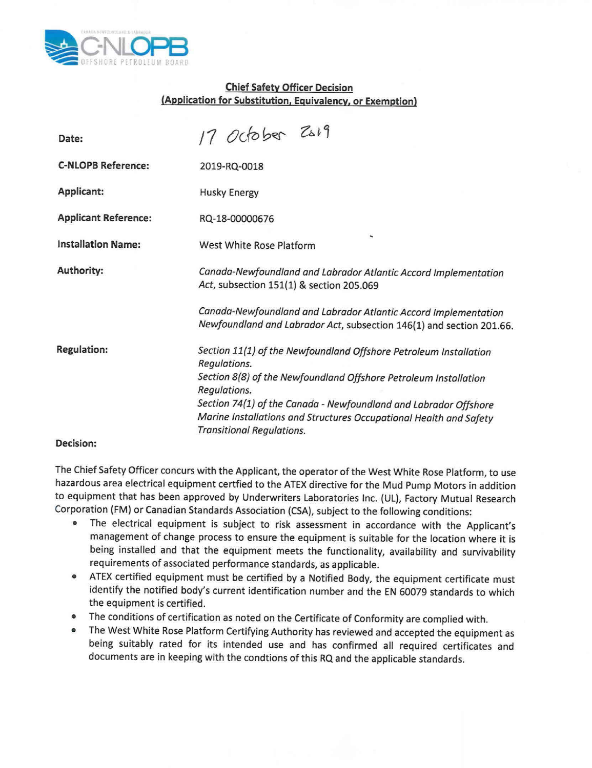**Chief Safety Officer Decision**
**(Application for Substitution, Equivalency, or Exemption)**

**Date:** 17 October 2019

**C-NLOPB Reference:** 2019-RQ-0018

**Applicant:** Husky Energy

**Applicant Reference:** RQ-18-00000676

**Installation Name:** West White Rose Platform

**Authority:** *Canada-Newfoundland and Labrador Atlantic Accord Implementation Act*, subsection 151(1) & section 205.069

*Canada-Newfoundland and Labrador Atlantic Accord Implementation Newfoundland and Labrador Act*, subsection 146(1) and section 201.66.

**Regulation:** *Section 11(1) of the Newfoundland Offshore Petroleum Installation Regulations.*
*Section 8(8) of the Newfoundland Offshore Petroleum Installation Regulations.*
*Section 74(1) of the Canada - Newfoundland and Labrador Offshore Marine Installations and Structures Occupational Health and Safety Transitional Regulations.*

**Decision:**

The Chief Safety Officer concurs with the Applicant, the operator of the West White Rose Platform, to use hazardous area electrical equipment certfied to the ATEX directive for the Mud Pump Motors in addition to equipment that has been approved by Underwriters Laboratories Inc. (UL), Factory Mutual Research Corporation (FM) or Canadian Standards Association (CSA), subject to the following conditions:

- The electrical equipment is subject to risk assessment in accordance with the Applicant's management of change process to ensure the equipment is suitable for the location where it is being installed and that the equipment meets the functionality, availability and survivability requirements of associated performance standards, as applicable.
- ATEX certified equipment must be certified by a Notified Body, the equipment certificate must identify the notified body's current identification number and the EN 60079 standards to which the equipment is certified.
- The conditions of certification as noted on the Certificate of Conformity are complied with.
- The West White Rose Platform Certifying Authority has reviewed and accepted the equipment as being suitably rated for its intended use and has confirmed all required certificates and documents are in keeping with the condtions of this RQ and the applicable standards.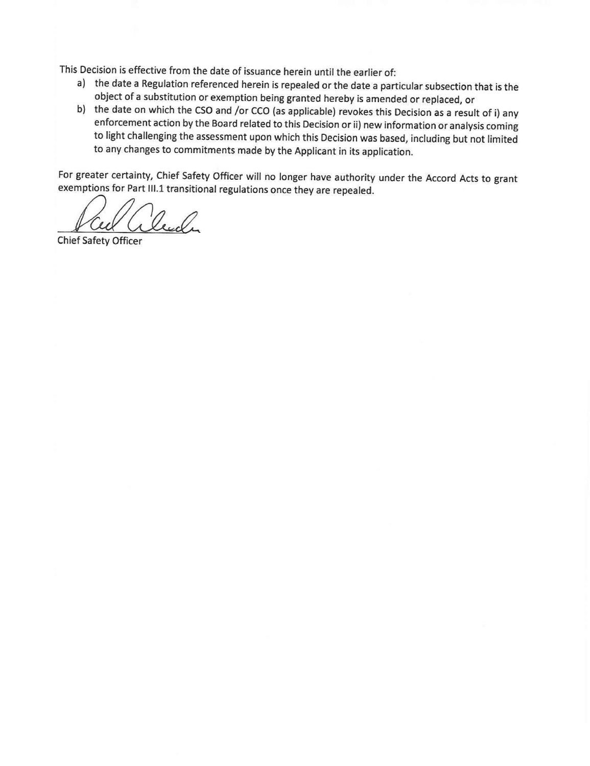This Decision is effective from the date of issuance herein until the earlier of:

a) the date a Regulation referenced herein is repealed or the date a particular subsection that is the object of a substitution or exemption being granted hereby is amended or replaced, or
b) the date on which the CSO and /or CCO (as applicable) revokes this Decision as a result of i) any enforcement action by the Board related to this Decision or ii) new information or analysis coming to light challenging the assessment upon which this Decision was based, including but not limited to any changes to commitments made by the Applicant in its application.

For greater certainty, Chief Safety Officer will no longer have authority under the Accord Acts to grant exemptions for Part III.1 transitional regulations once they are repealed.

Chief Safety Officer